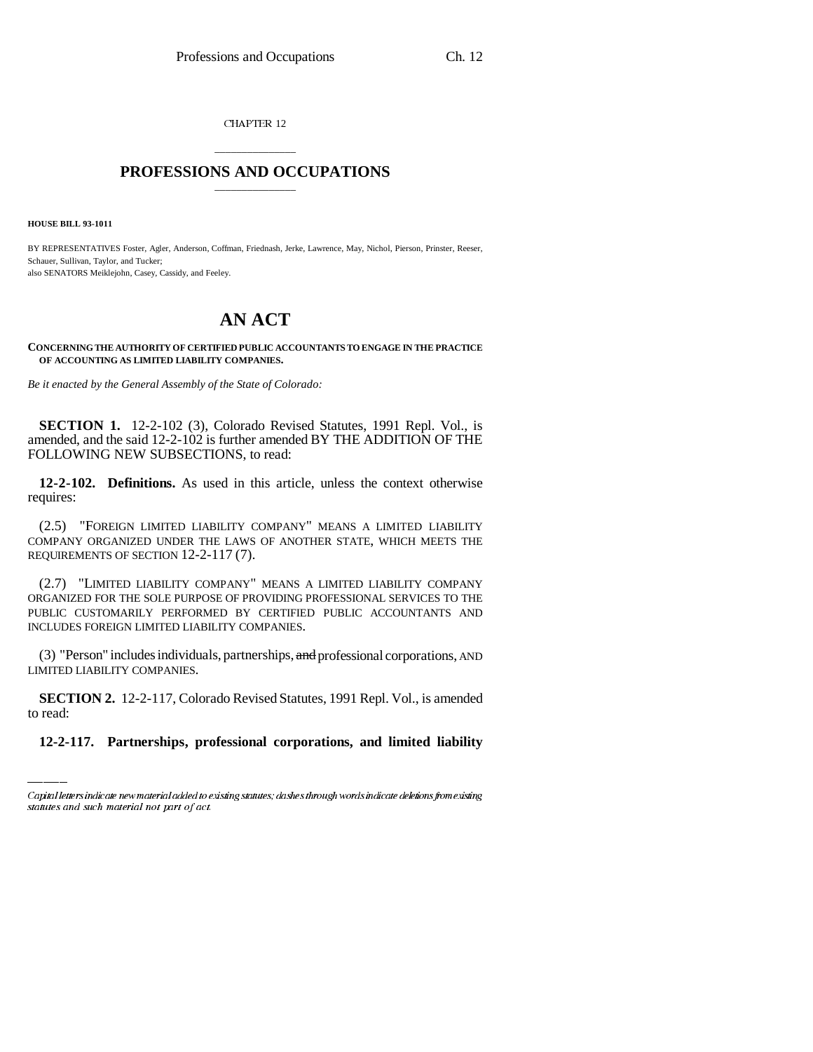CHAPTER 12

# PROFESSIONS AND OCCUPATIONS

**HOUSE BILL 93-1011**

BY REPRESENTATIVES Foster, Agler, Anderson, Coffman, Friednash, Jerke, Lawrence, May, Nichol, Pierson, Prinster, Reeser, Schauer, Sullivan, Taylor, and Tucker;
also SENATORS Meiklejohn, Casey, Cassidy, and Feeley.

# AN ACT

**CONCERNING THE AUTHORITY OF CERTIFIED PUBLIC ACCOUNTANTS TO ENGAGE IN THE PRACTICE OF ACCOUNTING AS LIMITED LIABILITY COMPANIES.**

*Be it enacted by the General Assembly of the State of Colorado:*

**SECTION 1.** 12-2-102 (3), Colorado Revised Statutes, 1991 Repl. Vol., is amended, and the said 12-2-102 is further amended BY THE ADDITION OF THE FOLLOWING NEW SUBSECTIONS, to read:

**12-2-102. Definitions.** As used in this article, unless the context otherwise requires:

(2.5) "FOREIGN LIMITED LIABILITY COMPANY" MEANS A LIMITED LIABILITY COMPANY ORGANIZED UNDER THE LAWS OF ANOTHER STATE, WHICH MEETS THE REQUIREMENTS OF SECTION 12-2-117 (7).

(2.7) "LIMITED LIABILITY COMPANY" MEANS A LIMITED LIABILITY COMPANY ORGANIZED FOR THE SOLE PURPOSE OF PROVIDING PROFESSIONAL SERVICES TO THE PUBLIC CUSTOMARILY PERFORMED BY CERTIFIED PUBLIC ACCOUNTANTS AND INCLUDES FOREIGN LIMITED LIABILITY COMPANIES.

(3) "Person" includes individuals, partnerships, ~~and~~ professional corporations, AND LIMITED LIABILITY COMPANIES.

**SECTION 2.** 12-2-117, Colorado Revised Statutes, 1991 Repl. Vol., is amended to read:

**12-2-117. Partnerships, professional corporations, and limited liability**

*Capital letters indicate new material added to existing statutes; dashes through words indicate deletions from existing statutes and such material not part of act.*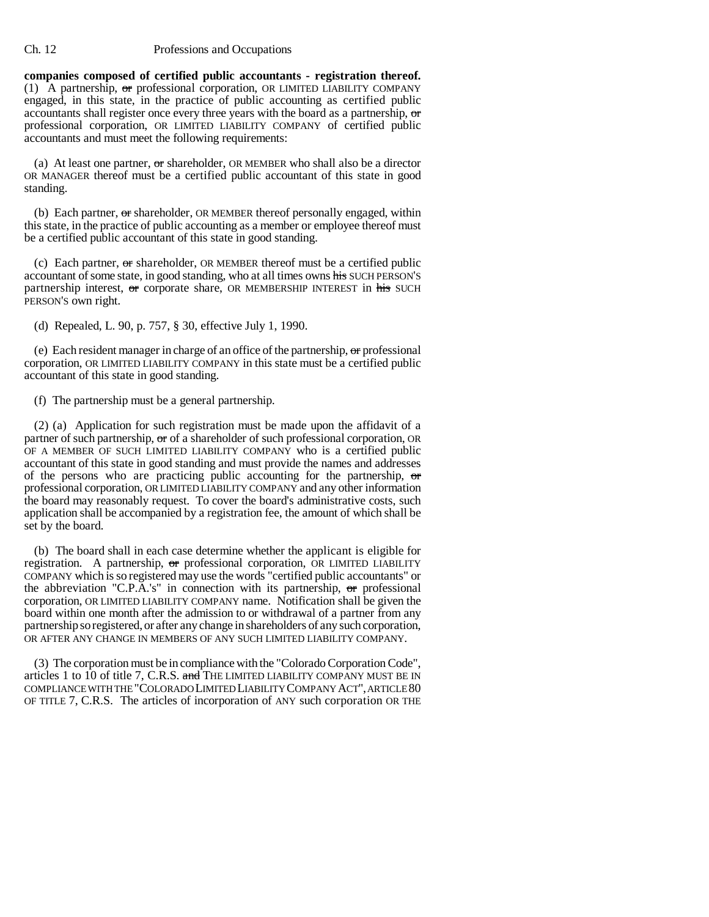**companies composed of certified public accountants - registration thereof.** (1) A partnership, ~~or~~ professional corporation, OR LIMITED LIABILITY COMPANY engaged, in this state, in the practice of public accounting as certified public accountants shall register once every three years with the board as a partnership, ~~or~~ professional corporation, OR LIMITED LIABILITY COMPANY of certified public accountants and must meet the following requirements:

(a) At least one partner, ~~or~~ shareholder, OR MEMBER who shall also be a director OR MANAGER thereof must be a certified public accountant of this state in good standing.

(b) Each partner, ~~or~~ shareholder, OR MEMBER thereof personally engaged, within this state, in the practice of public accounting as a member or employee thereof must be a certified public accountant of this state in good standing.

(c) Each partner, ~~or~~ shareholder, OR MEMBER thereof must be a certified public accountant of some state, in good standing, who at all times owns ~~his~~ SUCH PERSON'S partnership interest, ~~or~~ corporate share, OR MEMBERSHIP INTEREST in ~~his~~ SUCH PERSON'S own right.

(d) Repealed, L. 90, p. 757, § 30, effective July 1, 1990.

(e) Each resident manager in charge of an office of the partnership, ~~or~~ professional corporation, OR LIMITED LIABILITY COMPANY in this state must be a certified public accountant of this state in good standing.

(f) The partnership must be a general partnership.

(2) (a) Application for such registration must be made upon the affidavit of a partner of such partnership, ~~or~~ of a shareholder of such professional corporation, OR OF A MEMBER OF SUCH LIMITED LIABILITY COMPANY who is a certified public accountant of this state in good standing and must provide the names and addresses of the persons who are practicing public accounting for the partnership, ~~or~~ professional corporation, OR LIMITED LIABILITY COMPANY and any other information the board may reasonably request. To cover the board's administrative costs, such application shall be accompanied by a registration fee, the amount of which shall be set by the board.

(b) The board shall in each case determine whether the applicant is eligible for registration. A partnership, ~~or~~ professional corporation, OR LIMITED LIABILITY COMPANY which is so registered may use the words "certified public accountants" or the abbreviation "C.P.A.'s" in connection with its partnership, ~~or~~ professional corporation, OR LIMITED LIABILITY COMPANY name. Notification shall be given the board within one month after the admission to or withdrawal of a partner from any partnership so registered, or after any change in shareholders of any such corporation, OR AFTER ANY CHANGE IN MEMBERS OF ANY SUCH LIMITED LIABILITY COMPANY.

(3) The corporation must be in compliance with the "Colorado Corporation Code", articles 1 to 10 of title 7, C.R.S. ~~and~~ THE LIMITED LIABILITY COMPANY MUST BE IN COMPLIANCE WITH THE "COLORADO LIMITED LIABILITY COMPANY ACT", ARTICLE 80 OF TITLE 7, C.R.S. The articles of incorporation of ANY such corporation OR THE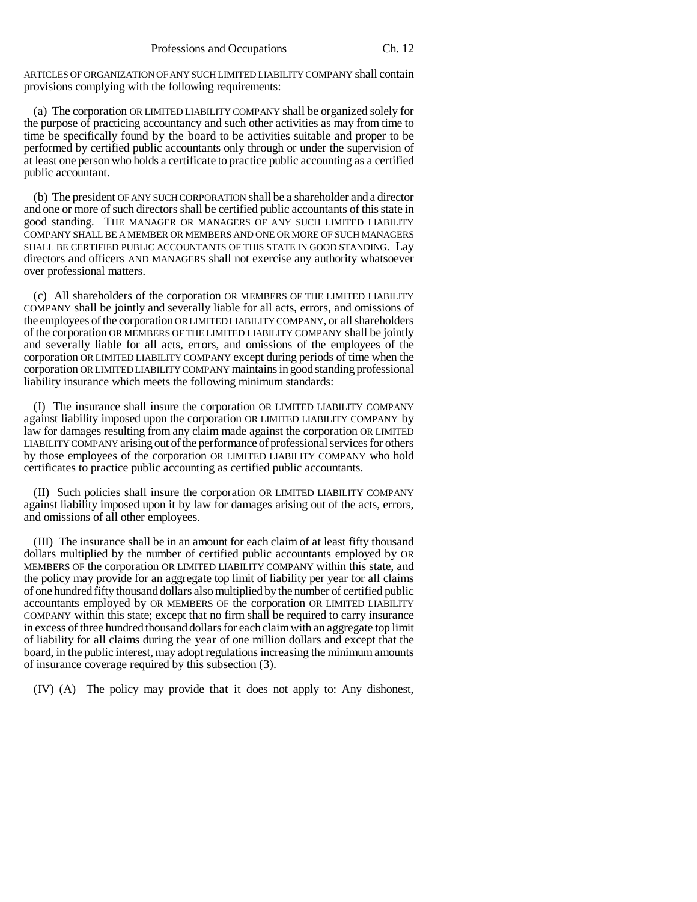ARTICLES OF ORGANIZATION OF ANY SUCH LIMITED LIABILITY COMPANY shall contain provisions complying with the following requirements:

(a) The corporation OR LIMITED LIABILITY COMPANY shall be organized solely for the purpose of practicing accountancy and such other activities as may from time to time be specifically found by the board to be activities suitable and proper to be performed by certified public accountants only through or under the supervision of at least one person who holds a certificate to practice public accounting as a certified public accountant.

(b) The president OF ANY SUCH CORPORATION shall be a shareholder and a director and one or more of such directors shall be certified public accountants of this state in good standing. THE MANAGER OR MANAGERS OF ANY SUCH LIMITED LIABILITY COMPANY SHALL BE A MEMBER OR MEMBERS AND ONE OR MORE OF SUCH MANAGERS SHALL BE CERTIFIED PUBLIC ACCOUNTANTS OF THIS STATE IN GOOD STANDING. Lay directors and officers AND MANAGERS shall not exercise any authority whatsoever over professional matters.

(c) All shareholders of the corporation OR MEMBERS OF THE LIMITED LIABILITY COMPANY shall be jointly and severally liable for all acts, errors, and omissions of the employees of the corporation OR LIMITED LIABILITY COMPANY, or all shareholders of the corporation OR MEMBERS OF THE LIMITED LIABILITY COMPANY shall be jointly and severally liable for all acts, errors, and omissions of the employees of the corporation OR LIMITED LIABILITY COMPANY except during periods of time when the corporation OR LIMITED LIABILITY COMPANY maintains in good standing professional liability insurance which meets the following minimum standards:

(I) The insurance shall insure the corporation OR LIMITED LIABILITY COMPANY against liability imposed upon the corporation OR LIMITED LIABILITY COMPANY by law for damages resulting from any claim made against the corporation OR LIMITED LIABILITY COMPANY arising out of the performance of professional services for others by those employees of the corporation OR LIMITED LIABILITY COMPANY who hold certificates to practice public accounting as certified public accountants.

(II) Such policies shall insure the corporation OR LIMITED LIABILITY COMPANY against liability imposed upon it by law for damages arising out of the acts, errors, and omissions of all other employees.

(III) The insurance shall be in an amount for each claim of at least fifty thousand dollars multiplied by the number of certified public accountants employed by OR MEMBERS OF the corporation OR LIMITED LIABILITY COMPANY within this state, and the policy may provide for an aggregate top limit of liability per year for all claims of one hundred fifty thousand dollars also multiplied by the number of certified public accountants employed by OR MEMBERS OF the corporation OR LIMITED LIABILITY COMPANY within this state; except that no firm shall be required to carry insurance in excess of three hundred thousand dollars for each claim with an aggregate top limit of liability for all claims during the year of one million dollars and except that the board, in the public interest, may adopt regulations increasing the minimum amounts of insurance coverage required by this subsection (3).

(IV) (A) The policy may provide that it does not apply to: Any dishonest,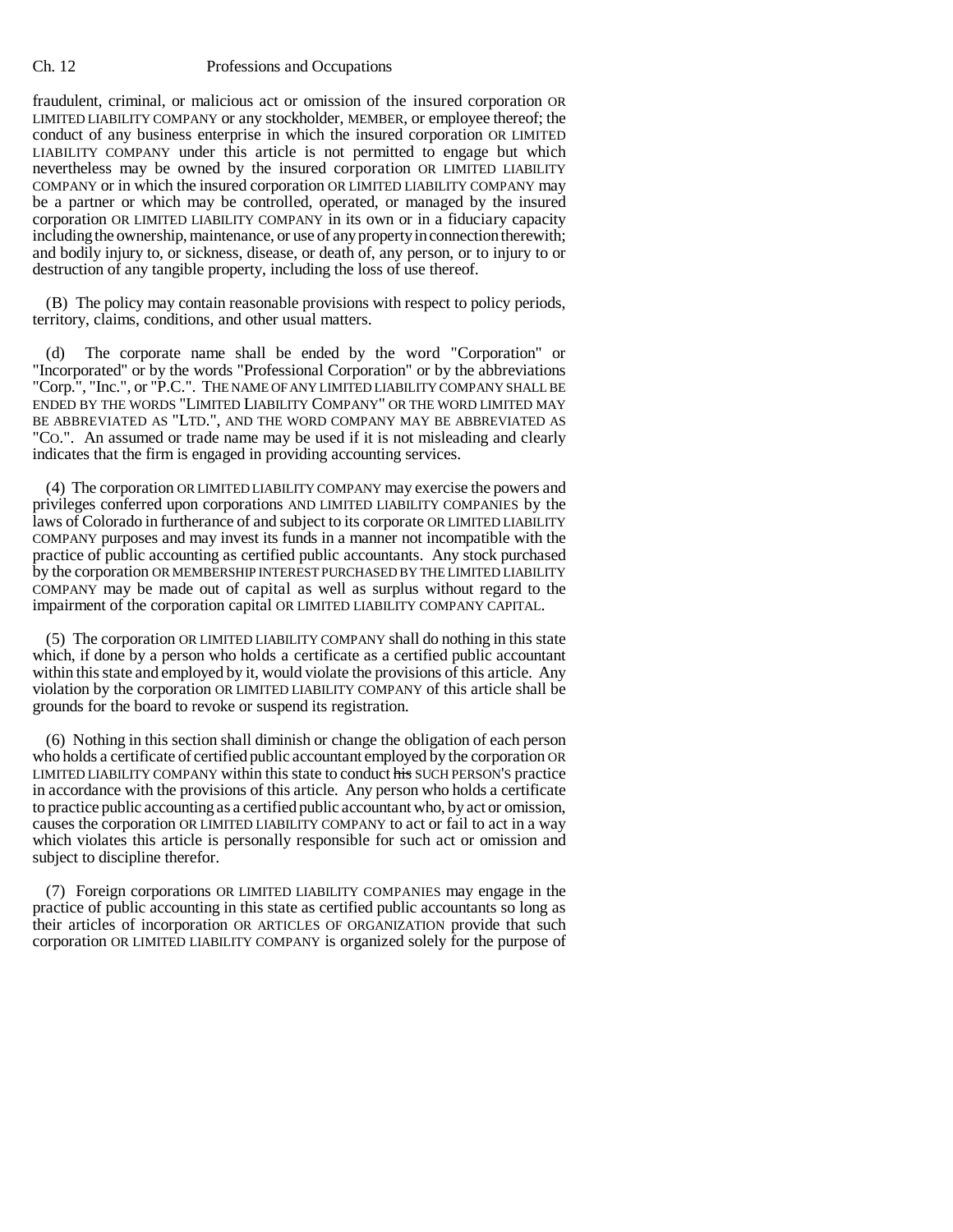fraudulent, criminal, or malicious act or omission of the insured corporation OR LIMITED LIABILITY COMPANY or any stockholder, MEMBER, or employee thereof; the conduct of any business enterprise in which the insured corporation OR LIMITED LIABILITY COMPANY under this article is not permitted to engage but which nevertheless may be owned by the insured corporation OR LIMITED LIABILITY COMPANY or in which the insured corporation OR LIMITED LIABILITY COMPANY may be a partner or which may be controlled, operated, or managed by the insured corporation OR LIMITED LIABILITY COMPANY in its own or in a fiduciary capacity including the ownership, maintenance, or use of any property in connection therewith; and bodily injury to, or sickness, disease, or death of, any person, or to injury to or destruction of any tangible property, including the loss of use thereof.

(B) The policy may contain reasonable provisions with respect to policy periods, territory, claims, conditions, and other usual matters.

(d) The corporate name shall be ended by the word "Corporation" or "Incorporated" or by the words "Professional Corporation" or by the abbreviations "Corp.", "Inc.", or "P.C.". THE NAME OF ANY LIMITED LIABILITY COMPANY SHALL BE ENDED BY THE WORDS "LIMITED LIABILITY COMPANY" OR THE WORD LIMITED MAY BE ABBREVIATED AS "LTD.", AND THE WORD COMPANY MAY BE ABBREVIATED AS "CO.". An assumed or trade name may be used if it is not misleading and clearly indicates that the firm is engaged in providing accounting services.

(4) The corporation OR LIMITED LIABILITY COMPANY may exercise the powers and privileges conferred upon corporations AND LIMITED LIABILITY COMPANIES by the laws of Colorado in furtherance of and subject to its corporate OR LIMITED LIABILITY COMPANY purposes and may invest its funds in a manner not incompatible with the practice of public accounting as certified public accountants. Any stock purchased by the corporation OR MEMBERSHIP INTEREST PURCHASED BY THE LIMITED LIABILITY COMPANY may be made out of capital as well as surplus without regard to the impairment of the corporation capital OR LIMITED LIABILITY COMPANY CAPITAL.

(5) The corporation OR LIMITED LIABILITY COMPANY shall do nothing in this state which, if done by a person who holds a certificate as a certified public accountant within this state and employed by it, would violate the provisions of this article. Any violation by the corporation OR LIMITED LIABILITY COMPANY of this article shall be grounds for the board to revoke or suspend its registration.

(6) Nothing in this section shall diminish or change the obligation of each person who holds a certificate of certified public accountant employed by the corporation OR LIMITED LIABILITY COMPANY within this state to conduct ~~his~~ SUCH PERSON'S practice in accordance with the provisions of this article. Any person who holds a certificate to practice public accounting as a certified public accountant who, by act or omission, causes the corporation OR LIMITED LIABILITY COMPANY to act or fail to act in a way which violates this article is personally responsible for such act or omission and subject to discipline therefor.

(7) Foreign corporations OR LIMITED LIABILITY COMPANIES may engage in the practice of public accounting in this state as certified public accountants so long as their articles of incorporation OR ARTICLES OF ORGANIZATION provide that such corporation OR LIMITED LIABILITY COMPANY is organized solely for the purpose of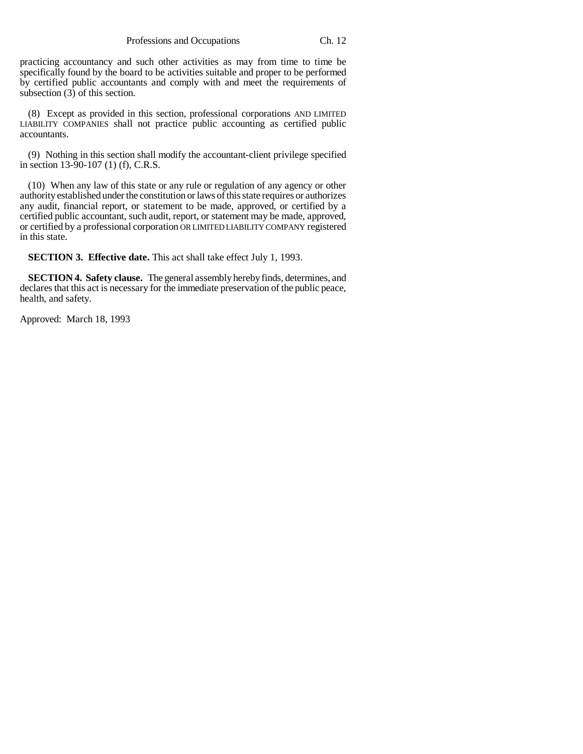practicing accountancy and such other activities as may from time to time be specifically found by the board to be activities suitable and proper to be performed by certified public accountants and comply with and meet the requirements of subsection (3) of this section.

(8) Except as provided in this section, professional corporations AND LIMITED LIABILITY COMPANIES shall not practice public accounting as certified public accountants.

(9) Nothing in this section shall modify the accountant-client privilege specified in section 13-90-107 (1) (f), C.R.S.

(10) When any law of this state or any rule or regulation of any agency or other authority established under the constitution or laws of this state requires or authorizes any audit, financial report, or statement to be made, approved, or certified by a certified public accountant, such audit, report, or statement may be made, approved, or certified by a professional corporation OR LIMITED LIABILITY COMPANY registered in this state.

**SECTION 3. Effective date.** This act shall take effect July 1, 1993.

**SECTION 4. Safety clause.** The general assembly hereby finds, determines, and declares that this act is necessary for the immediate preservation of the public peace, health, and safety.

Approved: March 18, 1993